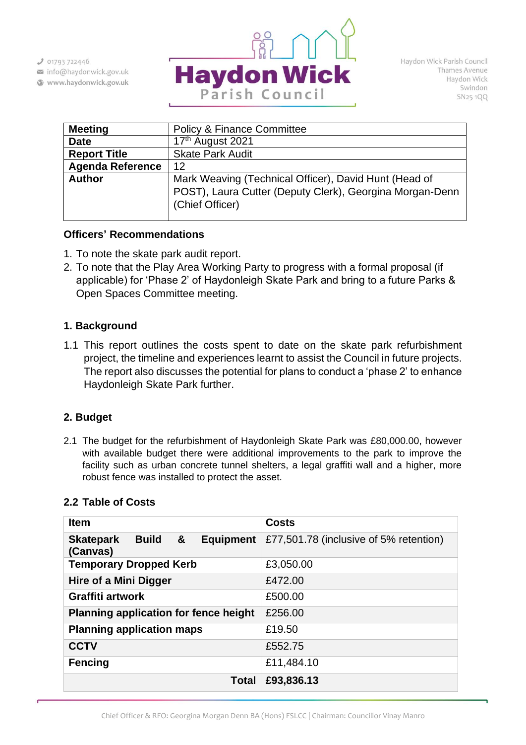01793 722446
info@haydonwick.gov.uk
www.haydonwick.gov.uk

# Haydon Wick Parish Council

Haydon Wick Parish Council
Thames Avenue
Haydon Wick
Swindon
SN25 1QQ

| | |
|---|---|
| **Meeting** | Policy & Finance Committee |
| **Date** | 17th August 2021 |
| **Report Title** | Skate Park Audit |
| **Agenda Reference** | 12 |
| **Author** | Mark Weaving (Technical Officer), David Hunt (Head of POST), Laura Cutter (Deputy Clerk), Georgina Morgan-Denn (Chief Officer) |

### Officers' Recommendations

1. To note the skate park audit report.
2. To note that the Play Area Working Party to progress with a formal proposal (if applicable) for 'Phase 2' of Haydonleigh Skate Park and bring to a future Parks & Open Spaces Committee meeting.

### 1. Background

1.1 This report outlines the costs spent to date on the skate park refurbishment project, the timeline and experiences learnt to assist the Council in future projects. The report also discusses the potential for plans to conduct a 'phase 2' to enhance Haydonleigh Skate Park further.

### 2. Budget

2.1 The budget for the refurbishment of Haydonleigh Skate Park was £80,000.00, however with available budget there were additional improvements to the park to improve the facility such as urban concrete tunnel shelters, a legal graffiti wall and a higher, more robust fence was installed to protect the asset.

### 2.2 Table of Costs

| Item | Costs |
|---|---|
| **Skatepark Build & Equipment (Canvas)** | £77,501.78 (inclusive of 5% retention) |
| **Temporary Dropped Kerb** | £3,050.00 |
| **Hire of a Mini Digger** | £472.00 |
| **Graffiti artwork** | £500.00 |
| **Planning application for fence height** | £256.00 |
| **Planning application maps** | £19.50 |
| **CCTV** | £552.75 |
| **Fencing** | £11,484.10 |
| **Total** | **£93,836.13** |

Chief Officer & RFO: Georgina Morgan Denn BA (Hons) FSLCC | Chairman: Councillor Vinay Manro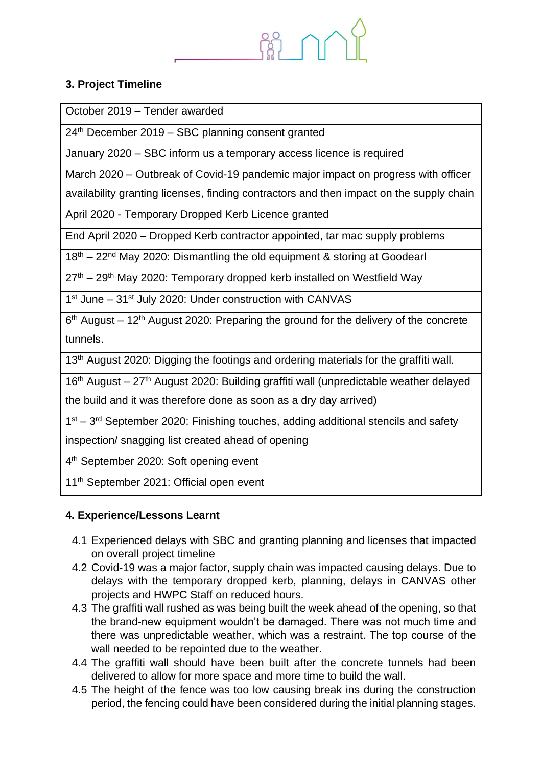## 3. Project Timeline

| |
|---|
| October 2019 – Tender awarded |
| 24th December 2019 – SBC planning consent granted |
| January 2020 – SBC inform us a temporary access licence is required |
| March 2020 – Outbreak of Covid-19 pandemic major impact on progress with officer availability granting licenses, finding contractors and then impact on the supply chain |
| April 2020 - Temporary Dropped Kerb Licence granted |
| End April 2020 – Dropped Kerb contractor appointed, tar mac supply problems |
| 18th – 22nd May 2020: Dismantling the old equipment & storing at Goodearl |
| 27th – 29th May 2020: Temporary dropped kerb installed on Westfield Way |
| 1st June – 31st July 2020: Under construction with CANVAS |
| 6th August – 12th August 2020: Preparing the ground for the delivery of the concrete tunnels. |
| 13th August 2020: Digging the footings and ordering materials for the graffiti wall. |
| 16th August – 27th August 2020: Building graffiti wall (unpredictable weather delayed the build and it was therefore done as soon as a dry day arrived) |
| 1st – 3rd September 2020: Finishing touches, adding additional stencils and safety inspection/ snagging list created ahead of opening |
| 4th September 2020: Soft opening event |
| 11th September 2021: Official open event |

## 4. Experience/Lessons Learnt

4.1 Experienced delays with SBC and granting planning and licenses that impacted on overall project timeline

4.2 Covid-19 was a major factor, supply chain was impacted causing delays. Due to delays with the temporary dropped kerb, planning, delays in CANVAS other projects and HWPC Staff on reduced hours.

4.3 The graffiti wall rushed as was being built the week ahead of the opening, so that the brand-new equipment wouldn't be damaged. There was not much time and there was unpredictable weather, which was a restraint. The top course of the wall needed to be repointed due to the weather.

4.4 The graffiti wall should have been built after the concrete tunnels had been delivered to allow for more space and more time to build the wall.

4.5 The height of the fence was too low causing break ins during the construction period, the fencing could have been considered during the initial planning stages.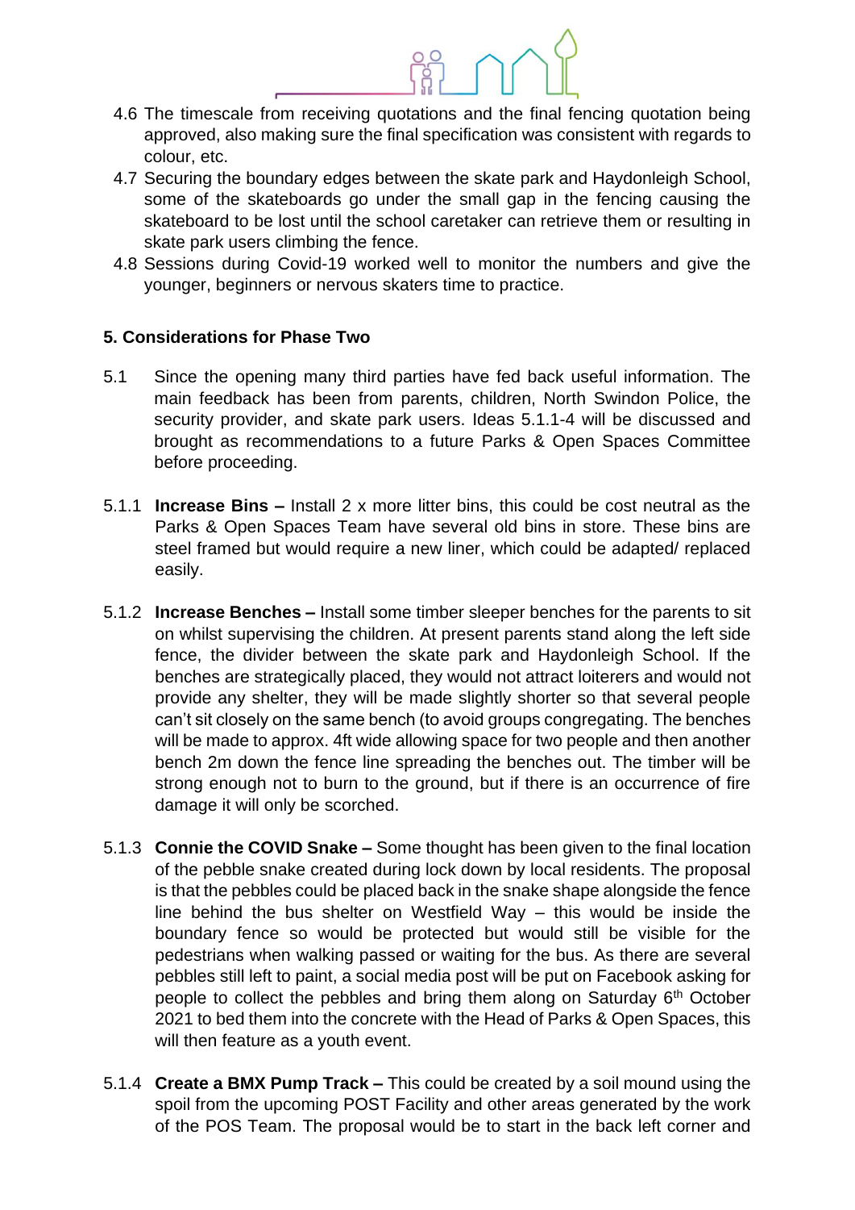4.6 The timescale from receiving quotations and the final fencing quotation being approved, also making sure the final specification was consistent with regards to colour, etc.

4.7 Securing the boundary edges between the skate park and Haydonleigh School, some of the skateboards go under the small gap in the fencing causing the skateboard to be lost until the school caretaker can retrieve them or resulting in skate park users climbing the fence.

4.8 Sessions during Covid-19 worked well to monitor the numbers and give the younger, beginners or nervous skaters time to practice.

## 5. Considerations for Phase Two

5.1 Since the opening many third parties have fed back useful information. The main feedback has been from parents, children, North Swindon Police, the security provider, and skate park users. Ideas 5.1.1-4 will be discussed and brought as recommendations to a future Parks & Open Spaces Committee before proceeding.

5.1.1 **Increase Bins –** Install 2 x more litter bins, this could be cost neutral as the Parks & Open Spaces Team have several old bins in store. These bins are steel framed but would require a new liner, which could be adapted/ replaced easily.

5.1.2 **Increase Benches –** Install some timber sleeper benches for the parents to sit on whilst supervising the children. At present parents stand along the left side fence, the divider between the skate park and Haydonleigh School. If the benches are strategically placed, they would not attract loiterers and would not provide any shelter, they will be made slightly shorter so that several people can't sit closely on the same bench (to avoid groups congregating. The benches will be made to approx. 4ft wide allowing space for two people and then another bench 2m down the fence line spreading the benches out. The timber will be strong enough not to burn to the ground, but if there is an occurrence of fire damage it will only be scorched.

5.1.3 **Connie the COVID Snake –** Some thought has been given to the final location of the pebble snake created during lock down by local residents. The proposal is that the pebbles could be placed back in the snake shape alongside the fence line behind the bus shelter on Westfield Way – this would be inside the boundary fence so would be protected but would still be visible for the pedestrians when walking passed or waiting for the bus. As there are several pebbles still left to paint, a social media post will be put on Facebook asking for people to collect the pebbles and bring them along on Saturday 6th October 2021 to bed them into the concrete with the Head of Parks & Open Spaces, this will then feature as a youth event.

5.1.4 **Create a BMX Pump Track –** This could be created by a soil mound using the spoil from the upcoming POST Facility and other areas generated by the work of the POS Team. The proposal would be to start in the back left corner and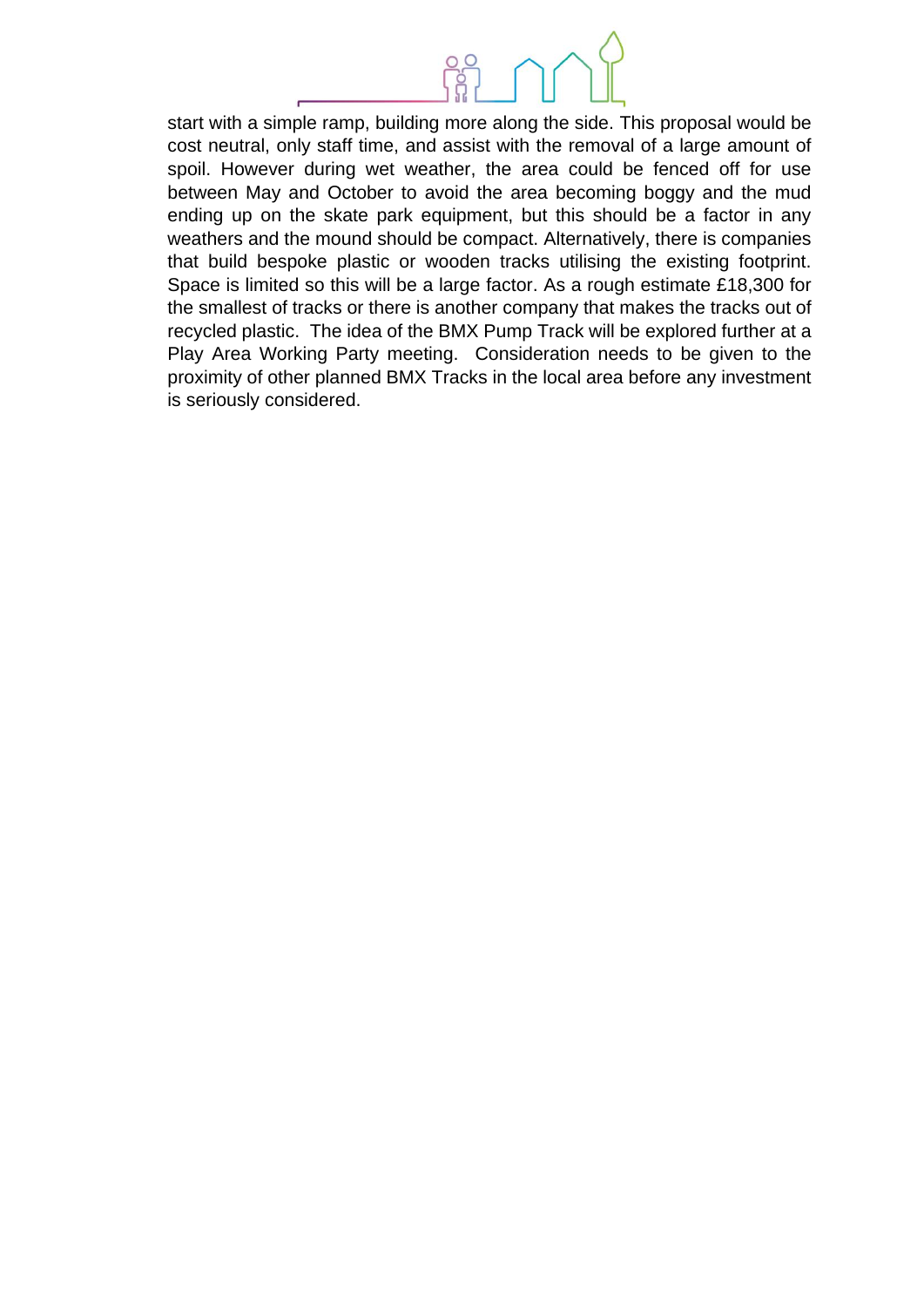start with a simple ramp, building more along the side. This proposal would be cost neutral, only staff time, and assist with the removal of a large amount of spoil. However during wet weather, the area could be fenced off for use between May and October to avoid the area becoming boggy and the mud ending up on the skate park equipment, but this should be a factor in any weathers and the mound should be compact. Alternatively, there is companies that build bespoke plastic or wooden tracks utilising the existing footprint. Space is limited so this will be a large factor. As a rough estimate £18,300 for the smallest of tracks or there is another company that makes the tracks out of recycled plastic. The idea of the BMX Pump Track will be explored further at a Play Area Working Party meeting. Consideration needs to be given to the proximity of other planned BMX Tracks in the local area before any investment is seriously considered.